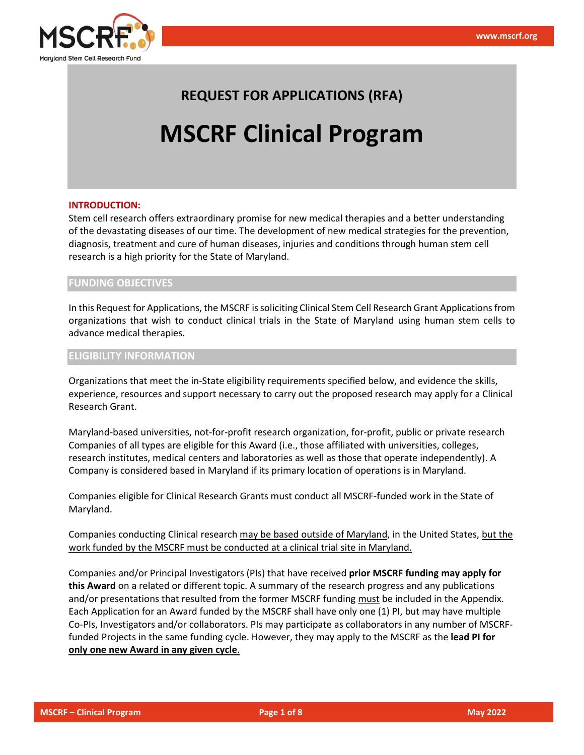# REQUEST FOR APPLICATIONS (RFA)

# MSCRF Clinical Program

## INTRODUCTION:

Stem cell research offers extraordinary promise for new medical therapies and a better understanding of the devastating diseases of our time. The development of new medical strategies for the prevention, diagnosis, treatment and cure of human diseases, injuries and conditions through human stem cell research is a high priority for the State of Maryland.

## FUNDING OBJECTIVES

In this Request for Applications, the MSCRF is soliciting Clinical Stem Cell Research Grant Applications from organizations that wish to conduct clinical trials in the State of Maryland using human stem cells to advance medical therapies.

## ELIGIBILITY INFORMATION

Organizations that meet the in-State eligibility requirements specified below, and evidence the skills, experience, resources and support necessary to carry out the proposed research may apply for a Clinical Research Grant.

Maryland-based universities, not-for-profit research organization, for-profit, public or private research Companies of all types are eligible for this Award (i.e., those affiliated with universities, colleges, research institutes, medical centers and laboratories as well as those that operate independently). A Company is considered based in Maryland if its primary location of operations is in Maryland.

Companies eligible for Clinical Research Grants must conduct all MSCRF-funded work in the State of Maryland.

Companies conducting Clinical research may be based outside of Maryland, in the United States, but the work funded by the MSCRF must be conducted at a clinical trial site in Maryland.

Companies and/or Principal Investigators (PIs) that have received **prior MSCRF funding may apply for this Award** on a related or different topic. A summary of the research progress and any publications and/or presentations that resulted from the former MSCRF funding must be included in the Appendix. Each Application for an Award funded by the MSCRF shall have only one (1) PI, but may have multiple Co-PIs, Investigators and/or collaborators. PIs may participate as collaborators in any number of MSCRF-funded Projects in the same funding cycle. However, they may apply to the MSCRF as the **lead PI for only one new Award in any given cycle**.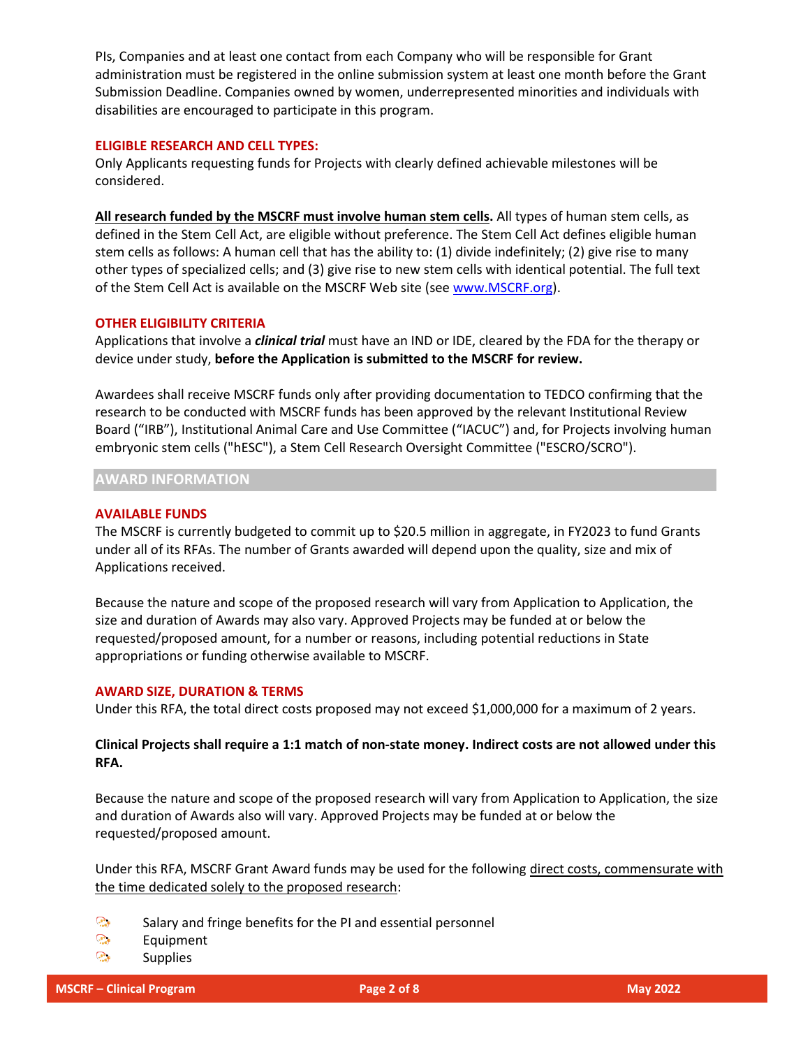PIs, Companies and at least one contact from each Company who will be responsible for Grant administration must be registered in the online submission system at least one month before the Grant Submission Deadline. Companies owned by women, underrepresented minorities and individuals with disabilities are encouraged to participate in this program.

### ELIGIBLE RESEARCH AND CELL TYPES:

Only Applicants requesting funds for Projects with clearly defined achievable milestones will be considered.

**All research funded by the MSCRF must involve human stem cells.** All types of human stem cells, as defined in the Stem Cell Act, are eligible without preference. The Stem Cell Act defines eligible human stem cells as follows: A human cell that has the ability to: (1) divide indefinitely; (2) give rise to many other types of specialized cells; and (3) give rise to new stem cells with identical potential. The full text of the Stem Cell Act is available on the MSCRF Web site (see www.MSCRF.org).

### OTHER ELIGIBILITY CRITERIA

Applications that involve a ***clinical trial*** must have an IND or IDE, cleared by the FDA for the therapy or device under study, **before the Application is submitted to the MSCRF for review.**

Awardees shall receive MSCRF funds only after providing documentation to TEDCO confirming that the research to be conducted with MSCRF funds has been approved by the relevant Institutional Review Board ("IRB"), Institutional Animal Care and Use Committee ("IACUC") and, for Projects involving human embryonic stem cells ("hESC"), a Stem Cell Research Oversight Committee ("ESCRO/SCRO").

## AWARD INFORMATION

### AVAILABLE FUNDS

The MSCRF is currently budgeted to commit up to $20.5 million in aggregate, in FY2023 to fund Grants under all of its RFAs. The number of Grants awarded will depend upon the quality, size and mix of Applications received.

Because the nature and scope of the proposed research will vary from Application to Application, the size and duration of Awards may also vary. Approved Projects may be funded at or below the requested/proposed amount, for a number or reasons, including potential reductions in State appropriations or funding otherwise available to MSCRF.

### AWARD SIZE, DURATION & TERMS

Under this RFA, the total direct costs proposed may not exceed $1,000,000 for a maximum of 2 years.

**Clinical Projects shall require a 1:1 match of non-state money. Indirect costs are not allowed under this RFA.**

Because the nature and scope of the proposed research will vary from Application to Application, the size and duration of Awards also will vary. Approved Projects may be funded at or below the requested/proposed amount.

Under this RFA, MSCRF Grant Award funds may be used for the following direct costs, commensurate with the time dedicated solely to the proposed research:

- Salary and fringe benefits for the PI and essential personnel
- Equipment
- Supplies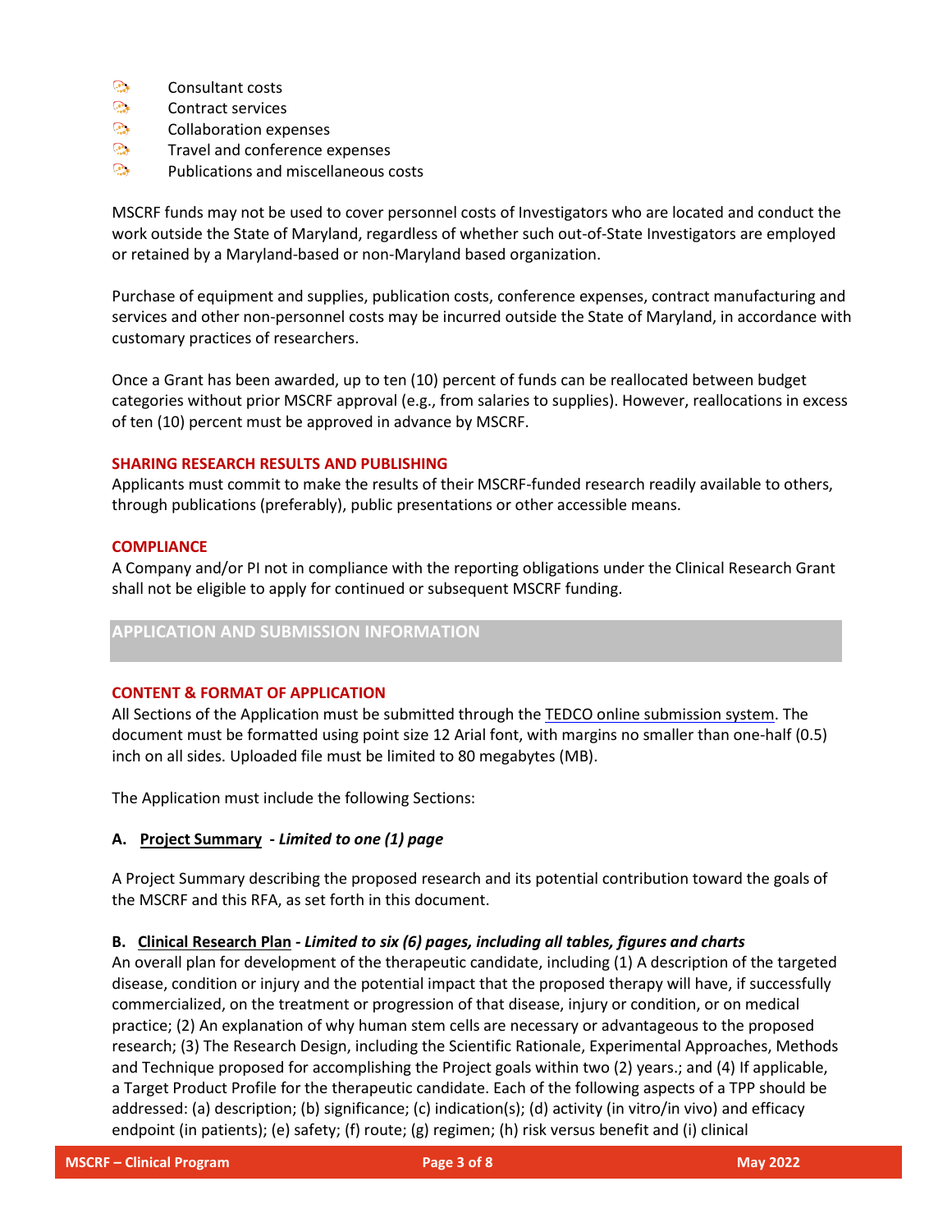- Consultant costs
- Contract services
- Collaboration expenses
- Travel and conference expenses
- Publications and miscellaneous costs

MSCRF funds may not be used to cover personnel costs of Investigators who are located and conduct the work outside the State of Maryland, regardless of whether such out-of-State Investigators are employed or retained by a Maryland-based or non-Maryland based organization.

Purchase of equipment and supplies, publication costs, conference expenses, contract manufacturing and services and other non-personnel costs may be incurred outside the State of Maryland, in accordance with customary practices of researchers.

Once a Grant has been awarded, up to ten (10) percent of funds can be reallocated between budget categories without prior MSCRF approval (e.g., from salaries to supplies). However, reallocations in excess of ten (10) percent must be approved in advance by MSCRF.

### SHARING RESEARCH RESULTS AND PUBLISHING

Applicants must commit to make the results of their MSCRF-funded research readily available to others, through publications (preferably), public presentations or other accessible means.

### COMPLIANCE

A Company and/or PI not in compliance with the reporting obligations under the Clinical Research Grant shall not be eligible to apply for continued or subsequent MSCRF funding.

## APPLICATION AND SUBMISSION INFORMATION

### CONTENT & FORMAT OF APPLICATION

All Sections of the Application must be submitted through the TEDCO online submission system. The document must be formatted using point size 12 Arial font, with margins no smaller than one-half (0.5) inch on all sides. Uploaded file must be limited to 80 megabytes (MB).

The Application must include the following Sections:

**A. Project Summary** - ***Limited to one (1) page***

A Project Summary describing the proposed research and its potential contribution toward the goals of the MSCRF and this RFA, as set forth in this document.

**B. Clinical Research Plan** - ***Limited to six (6) pages, including all tables, figures and charts***

An overall plan for development of the therapeutic candidate, including (1) A description of the targeted disease, condition or injury and the potential impact that the proposed therapy will have, if successfully commercialized, on the treatment or progression of that disease, injury or condition, or on medical practice; (2) An explanation of why human stem cells are necessary or advantageous to the proposed research; (3) The Research Design, including the Scientific Rationale, Experimental Approaches, Methods and Technique proposed for accomplishing the Project goals within two (2) years.; and (4) If applicable, a Target Product Profile for the therapeutic candidate. Each of the following aspects of a TPP should be addressed: (a) description; (b) significance; (c) indication(s); (d) activity (in vitro/in vivo) and efficacy endpoint (in patients); (e) safety; (f) route; (g) regimen; (h) risk versus benefit and (i) clinical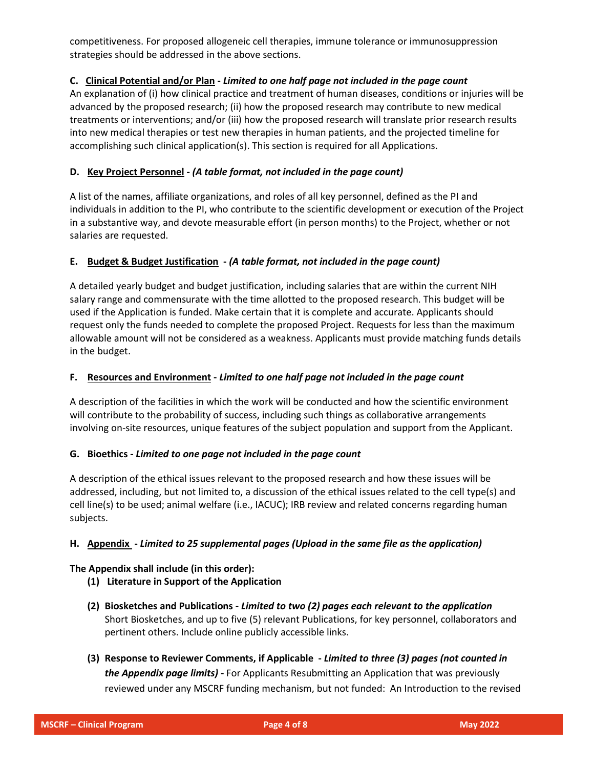competitiveness. For proposed allogeneic cell therapies, immune tolerance or immunosuppression strategies should be addressed in the above sections.

**C. <u>Clinical Potential and/or Plan</u> - *Limited to one half page not included in the page count***

An explanation of (i) how clinical practice and treatment of human diseases, conditions or injuries will be advanced by the proposed research; (ii) how the proposed research may contribute to new medical treatments or interventions; and/or (iii) how the proposed research will translate prior research results into new medical therapies or test new therapies in human patients, and the projected timeline for accomplishing such clinical application(s). This section is required for all Applications.

**D. <u>Key Project Personnel</u> - *(A table format, not included in the page count)***

A list of the names, affiliate organizations, and roles of all key personnel, defined as the PI and individuals in addition to the PI, who contribute to the scientific development or execution of the Project in a substantive way, and devote measurable effort (in person months) to the Project, whether or not salaries are requested.

**E. <u>Budget & Budget Justification</u> - *(A table format, not included in the page count)***

A detailed yearly budget and budget justification, including salaries that are within the current NIH salary range and commensurate with the time allotted to the proposed research. This budget will be used if the Application is funded. Make certain that it is complete and accurate. Applicants should request only the funds needed to complete the proposed Project. Requests for less than the maximum allowable amount will not be considered as a weakness. Applicants must provide matching funds details in the budget.

**F. <u>Resources and Environment</u> - *Limited to one half page not included in the page count***

A description of the facilities in which the work will be conducted and how the scientific environment will contribute to the probability of success, including such things as collaborative arrangements involving on-site resources, unique features of the subject population and support from the Applicant.

**G. <u>Bioethics</u> - *Limited to one page not included in the page count***

A description of the ethical issues relevant to the proposed research and how these issues will be addressed, including, but not limited to, a discussion of the ethical issues related to the cell type(s) and cell line(s) to be used; animal welfare (i.e., IACUC); IRB review and related concerns regarding human subjects.

**H. <u>Appendix</u> - *Limited to 25 supplemental pages (Upload in the same file as the application)***

**The Appendix shall include (in this order):**

**(1) Literature in Support of the Application**

**(2) Biosketches and Publications - *Limited to two (2) pages each relevant to the application***
Short Biosketches, and up to five (5) relevant Publications, for key personnel, collaborators and pertinent others. Include online publicly accessible links.

**(3) Response to Reviewer Comments, if Applicable - *Limited to three (3) pages (not counted in the Appendix page limits) -*** For Applicants Resubmitting an Application that was previously reviewed under any MSCRF funding mechanism, but not funded: An Introduction to the revised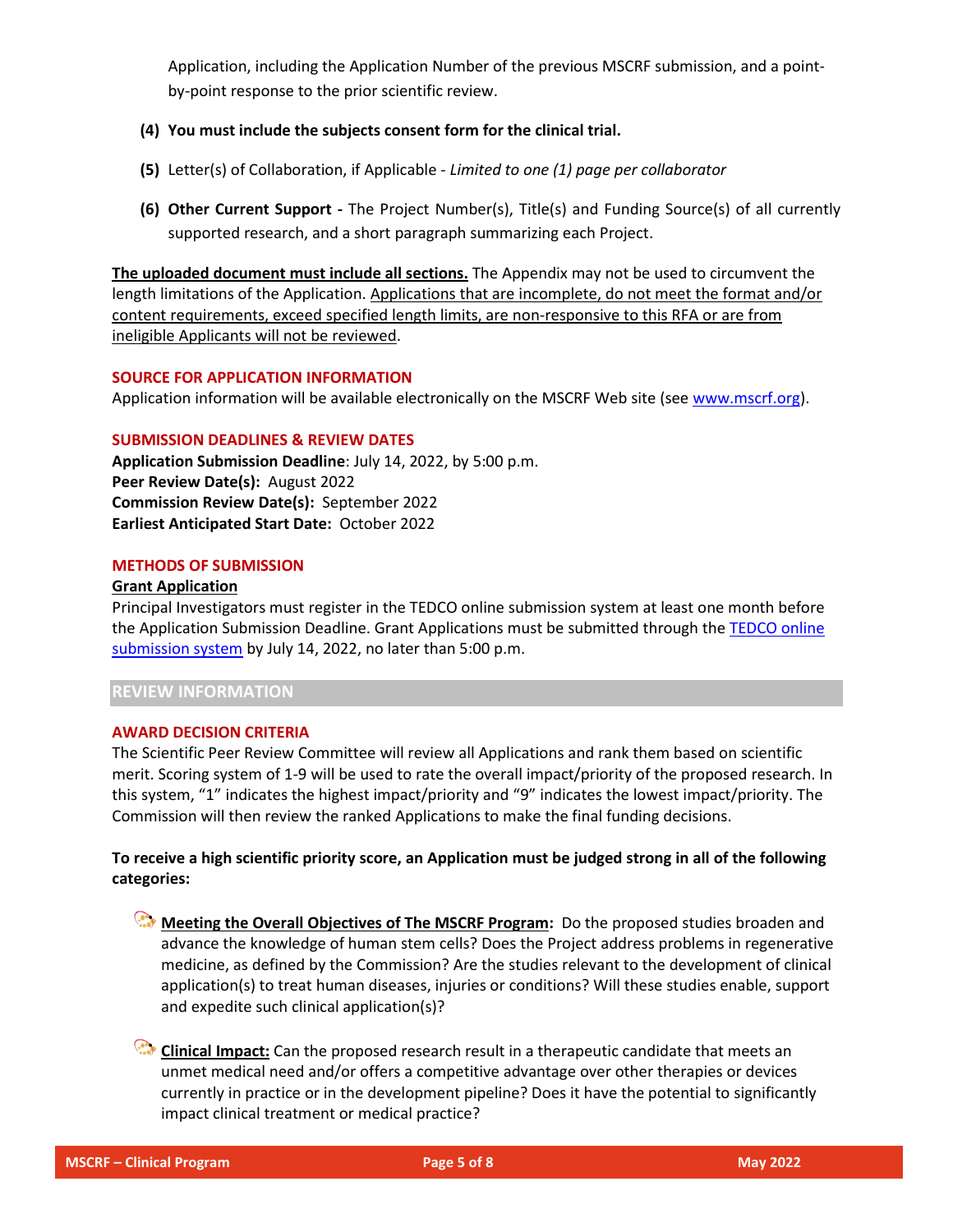Application, including the Application Number of the previous MSCRF submission, and a point-by-point response to the prior scientific review.

**(4) You must include the subjects consent form for the clinical trial.**

**(5)** Letter(s) of Collaboration, if Applicable - *Limited to one (1) page per collaborator*

**(6) Other Current Support -** The Project Number(s), Title(s) and Funding Source(s) of all currently supported research, and a short paragraph summarizing each Project.

**The uploaded document must include all sections.** The Appendix may not be used to circumvent the length limitations of the Application. Applications that are incomplete, do not meet the format and/or content requirements, exceed specified length limits, are non-responsive to this RFA or are from ineligible Applicants will not be reviewed.

### SOURCE FOR APPLICATION INFORMATION

Application information will be available electronically on the MSCRF Web site (see www.mscrf.org).

### SUBMISSION DEADLINES & REVIEW DATES

**Application Submission Deadline**: July 14, 2022, by 5:00 p.m.
**Peer Review Date(s):** August 2022
**Commission Review Date(s):** September 2022
**Earliest Anticipated Start Date:** October 2022

### METHODS OF SUBMISSION

**Grant Application**

Principal Investigators must register in the TEDCO online submission system at least one month before the Application Submission Deadline. Grant Applications must be submitted through the TEDCO online submission system by July 14, 2022, no later than 5:00 p.m.

## REVIEW INFORMATION

### AWARD DECISION CRITERIA

The Scientific Peer Review Committee will review all Applications and rank them based on scientific merit. Scoring system of 1-9 will be used to rate the overall impact/priority of the proposed research. In this system, "1" indicates the highest impact/priority and "9" indicates the lowest impact/priority. The Commission will then review the ranked Applications to make the final funding decisions.

**To receive a high scientific priority score, an Application must be judged strong in all of the following categories:**

- **Meeting the Overall Objectives of The MSCRF Program:** Do the proposed studies broaden and advance the knowledge of human stem cells? Does the Project address problems in regenerative medicine, as defined by the Commission? Are the studies relevant to the development of clinical application(s) to treat human diseases, injuries or conditions? Will these studies enable, support and expedite such clinical application(s)?

- **Clinical Impact:** Can the proposed research result in a therapeutic candidate that meets an unmet medical need and/or offers a competitive advantage over other therapies or devices currently in practice or in the development pipeline? Does it have the potential to significantly impact clinical treatment or medical practice?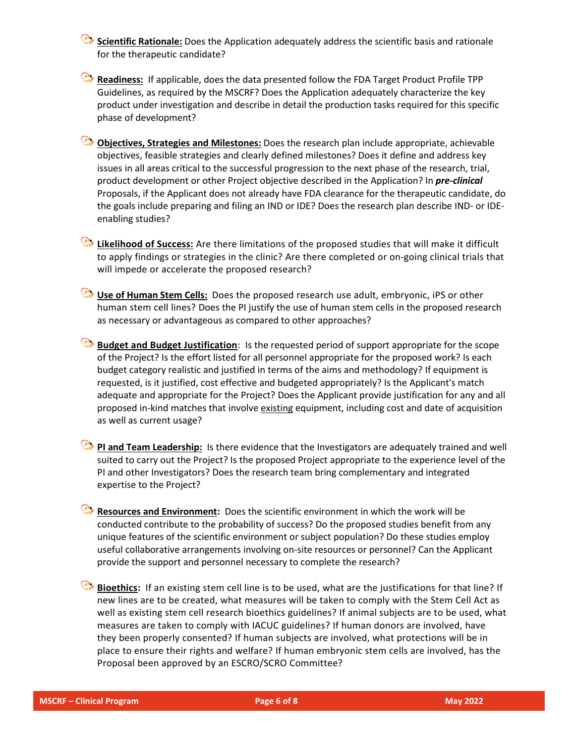- **Scientific Rationale:** Does the Application adequately address the scientific basis and rationale for the therapeutic candidate?

- **Readiness:** If applicable, does the data presented follow the FDA Target Product Profile TPP Guidelines, as required by the MSCRF? Does the Application adequately characterize the key product under investigation and describe in detail the production tasks required for this specific phase of development?

- **Objectives, Strategies and Milestones:** Does the research plan include appropriate, achievable objectives, feasible strategies and clearly defined milestones? Does it define and address key issues in all areas critical to the successful progression to the next phase of the research, trial, product development or other Project objective described in the Application? In ***pre-clinical*** Proposals, if the Applicant does not already have FDA clearance for the therapeutic candidate, do the goals include preparing and filing an IND or IDE? Does the research plan describe IND- or IDE-enabling studies?

- **Likelihood of Success:** Are there limitations of the proposed studies that will make it difficult to apply findings or strategies in the clinic? Are there completed or on-going clinical trials that will impede or accelerate the proposed research?

- **Use of Human Stem Cells:** Does the proposed research use adult, embryonic, iPS or other human stem cell lines? Does the PI justify the use of human stem cells in the proposed research as necessary or advantageous as compared to other approaches?

- **Budget and Budget Justification:** Is the requested period of support appropriate for the scope of the Project? Is the effort listed for all personnel appropriate for the proposed work? Is each budget category realistic and justified in terms of the aims and methodology? If equipment is requested, is it justified, cost effective and budgeted appropriately? Is the Applicant's match adequate and appropriate for the Project? Does the Applicant provide justification for any and all proposed in-kind matches that involve existing equipment, including cost and date of acquisition as well as current usage?

- **PI and Team Leadership:** Is there evidence that the Investigators are adequately trained and well suited to carry out the Project? Is the proposed Project appropriate to the experience level of the PI and other Investigators? Does the research team bring complementary and integrated expertise to the Project?

- **Resources and Environment:** Does the scientific environment in which the work will be conducted contribute to the probability of success? Do the proposed studies benefit from any unique features of the scientific environment or subject population? Do these studies employ useful collaborative arrangements involving on-site resources or personnel? Can the Applicant provide the support and personnel necessary to complete the research?

- **Bioethics:** If an existing stem cell line is to be used, what are the justifications for that line? If new lines are to be created, what measures will be taken to comply with the Stem Cell Act as well as existing stem cell research bioethics guidelines? If animal subjects are to be used, what measures are taken to comply with IACUC guidelines? If human donors are involved, have they been properly consented? If human subjects are involved, what protections will be in place to ensure their rights and welfare? If human embryonic stem cells are involved, has the Proposal been approved by an ESCRO/SCRO Committee?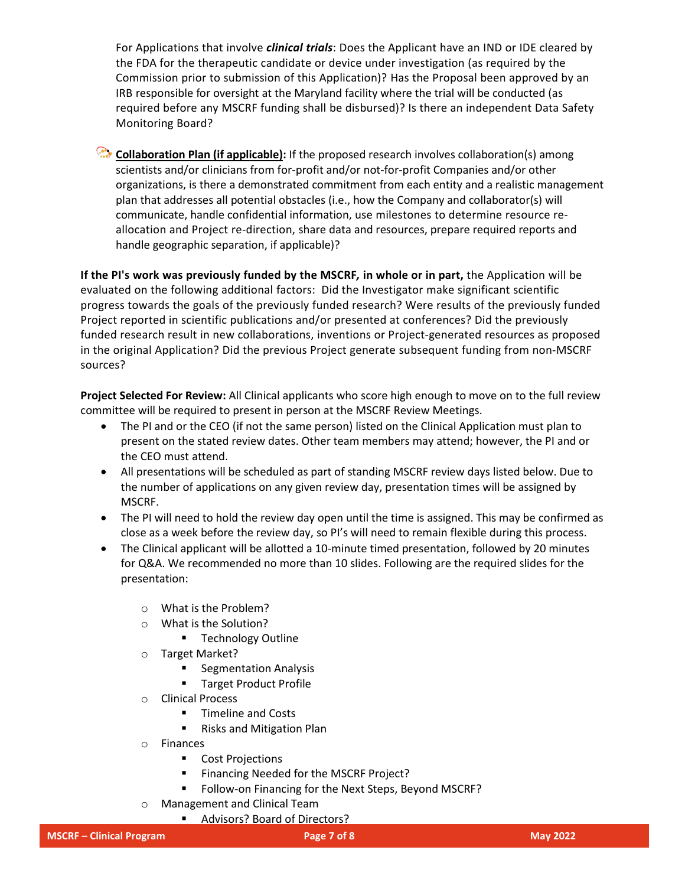For Applications that involve ***clinical trials***: Does the Applicant have an IND or IDE cleared by the FDA for the therapeutic candidate or device under investigation (as required by the Commission prior to submission of this Application)? Has the Proposal been approved by an IRB responsible for oversight at the Maryland facility where the trial will be conducted (as required before any MSCRF funding shall be disbursed)? Is there an independent Data Safety Monitoring Board?

**Collaboration Plan (if applicable):** If the proposed research involves collaboration(s) among scientists and/or clinicians from for-profit and/or not-for-profit Companies and/or other organizations, is there a demonstrated commitment from each entity and a realistic management plan that addresses all potential obstacles (i.e., how the Company and collaborator(s) will communicate, handle confidential information, use milestones to determine resource re-allocation and Project re-direction, share data and resources, prepare required reports and handle geographic separation, if applicable)?

**If the PI's work was previously funded by the MSCRF, in whole or in part,** the Application will be evaluated on the following additional factors: Did the Investigator make significant scientific progress towards the goals of the previously funded research? Were results of the previously funded Project reported in scientific publications and/or presented at conferences? Did the previously funded research result in new collaborations, inventions or Project-generated resources as proposed in the original Application? Did the previous Project generate subsequent funding from non-MSCRF sources?

**Project Selected For Review:** All Clinical applicants who score high enough to move on to the full review committee will be required to present in person at the MSCRF Review Meetings.

- The PI and or the CEO (if not the same person) listed on the Clinical Application must plan to present on the stated review dates. Other team members may attend; however, the PI and or the CEO must attend.
- All presentations will be scheduled as part of standing MSCRF review days listed below. Due to the number of applications on any given review day, presentation times will be assigned by MSCRF.
- The PI will need to hold the review day open until the time is assigned. This may be confirmed as close as a week before the review day, so PI's will need to remain flexible during this process.
- The Clinical applicant will be allotted a 10-minute timed presentation, followed by 20 minutes for Q&A. We recommended no more than 10 slides. Following are the required slides for the presentation:
    - What is the Problem?
    - What is the Solution?
        - Technology Outline
    - Target Market?
        - Segmentation Analysis
        - Target Product Profile
    - Clinical Process
        - Timeline and Costs
        - Risks and Mitigation Plan
    - Finances
        - Cost Projections
        - Financing Needed for the MSCRF Project?
        - Follow-on Financing for the Next Steps, Beyond MSCRF?
    - Management and Clinical Team
        - Advisors? Board of Directors?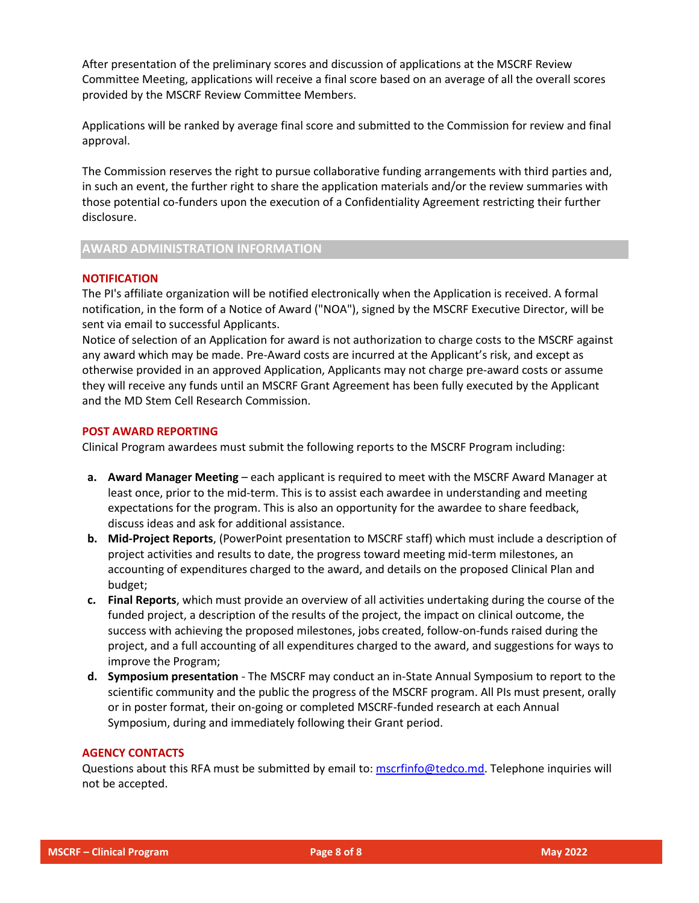After presentation of the preliminary scores and discussion of applications at the MSCRF Review Committee Meeting, applications will receive a final score based on an average of all the overall scores provided by the MSCRF Review Committee Members.

Applications will be ranked by average final score and submitted to the Commission for review and final approval.

The Commission reserves the right to pursue collaborative funding arrangements with third parties and, in such an event, the further right to share the application materials and/or the review summaries with those potential co-funders upon the execution of a Confidentiality Agreement restricting their further disclosure.

## AWARD ADMINISTRATION INFORMATION

### NOTIFICATION

The PI's affiliate organization will be notified electronically when the Application is received. A formal notification, in the form of a Notice of Award ("NOA"), signed by the MSCRF Executive Director, will be sent via email to successful Applicants.

Notice of selection of an Application for award is not authorization to charge costs to the MSCRF against any award which may be made. Pre-Award costs are incurred at the Applicant's risk, and except as otherwise provided in an approved Application, Applicants may not charge pre-award costs or assume they will receive any funds until an MSCRF Grant Agreement has been fully executed by the Applicant and the MD Stem Cell Research Commission.

### POST AWARD REPORTING

Clinical Program awardees must submit the following reports to the MSCRF Program including:

a. **Award Manager Meeting** – each applicant is required to meet with the MSCRF Award Manager at least once, prior to the mid-term. This is to assist each awardee in understanding and meeting expectations for the program. This is also an opportunity for the awardee to share feedback, discuss ideas and ask for additional assistance.

b. **Mid-Project Reports**, (PowerPoint presentation to MSCRF staff) which must include a description of project activities and results to date, the progress toward meeting mid-term milestones, an accounting of expenditures charged to the award, and details on the proposed Clinical Plan and budget;

c. **Final Reports**, which must provide an overview of all activities undertaking during the course of the funded project, a description of the results of the project, the impact on clinical outcome, the success with achieving the proposed milestones, jobs created, follow-on-funds raised during the project, and a full accounting of all expenditures charged to the award, and suggestions for ways to improve the Program;

d. **Symposium presentation** - The MSCRF may conduct an in-State Annual Symposium to report to the scientific community and the public the progress of the MSCRF program. All PIs must present, orally or in poster format, their on-going or completed MSCRF-funded research at each Annual Symposium, during and immediately following their Grant period.

### AGENCY CONTACTS

Questions about this RFA must be submitted by email to: mscrfinfo@tedco.md. Telephone inquiries will not be accepted.